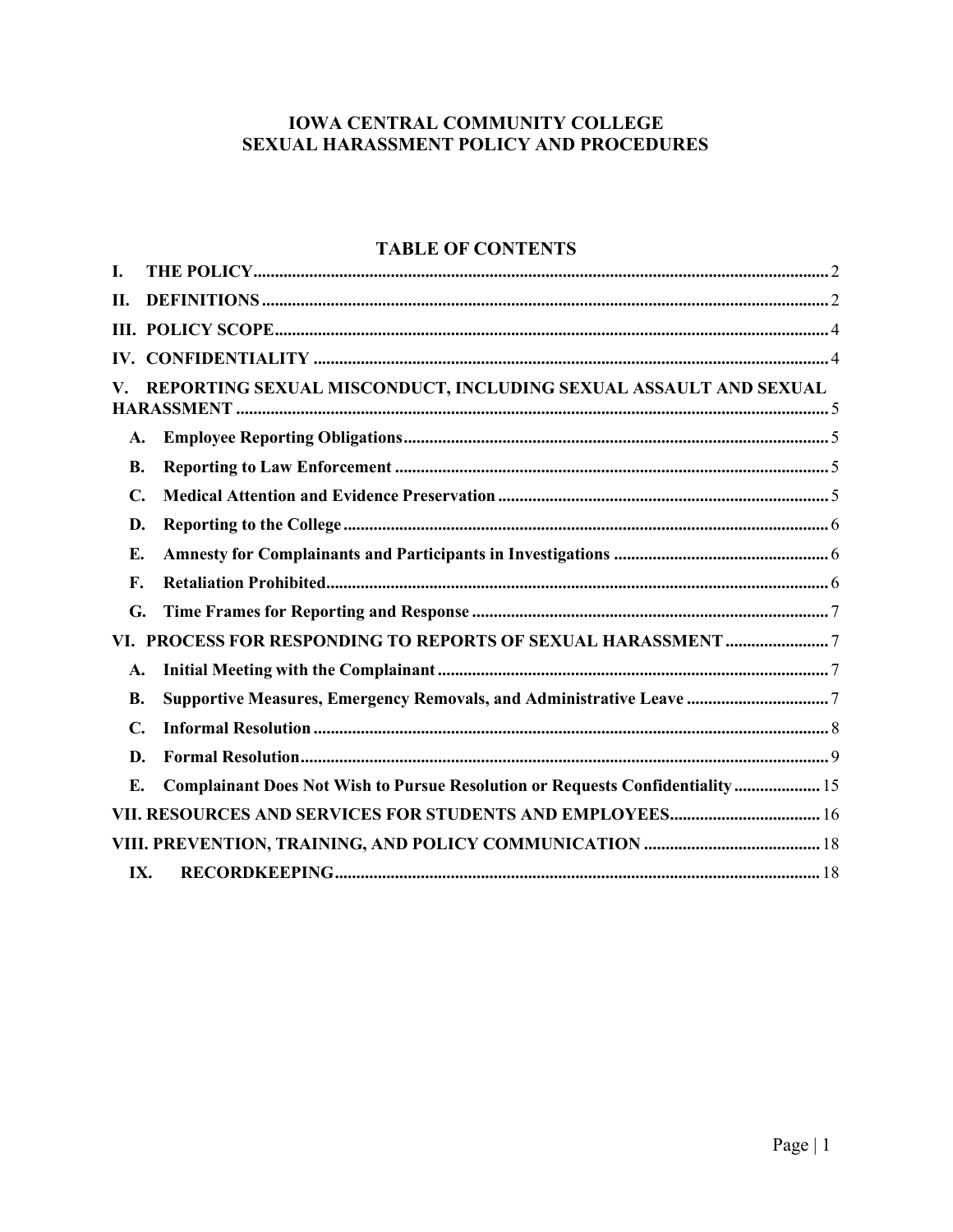# IOWA CENTRAL COMMUNITY COLLEGE
# SEXUAL HARASSMENT POLICY AND PROCEDURES

## TABLE OF CONTENTS

**I. THE POLICY** ..... 2

**II. DEFINITIONS** ..... 2

**III. POLICY SCOPE** ..... 4

**IV. CONFIDENTIALITY** ..... 4

**V. REPORTING SEXUAL MISCONDUCT, INCLUDING SEXUAL ASSAULT AND SEXUAL HARASSMENT** ..... 5

- **A. Employee Reporting Obligations** ..... 5
- **B. Reporting to Law Enforcement** ..... 5
- **C. Medical Attention and Evidence Preservation** ..... 5
- **D. Reporting to the College** ..... 6
- **E. Amnesty for Complainants and Participants in Investigations** ..... 6
- **F. Retaliation Prohibited** ..... 6
- **G. Time Frames for Reporting and Response** ..... 7

**VI. PROCESS FOR RESPONDING TO REPORTS OF SEXUAL HARASSMENT** ..... 7

- **A. Initial Meeting with the Complainant** ..... 7
- **B. Supportive Measures, Emergency Removals, and Administrative Leave** ..... 7
- **C. Informal Resolution** ..... 8
- **D. Formal Resolution** ..... 9
- **E. Complainant Does Not Wish to Pursue Resolution or Requests Confidentiality** ..... 15

**VII. RESOURCES AND SERVICES FOR STUDENTS AND EMPLOYEES** ..... 16

**VIII. PREVENTION, TRAINING, AND POLICY COMMUNICATION** ..... 18

**IX. RECORDKEEPING** ..... 18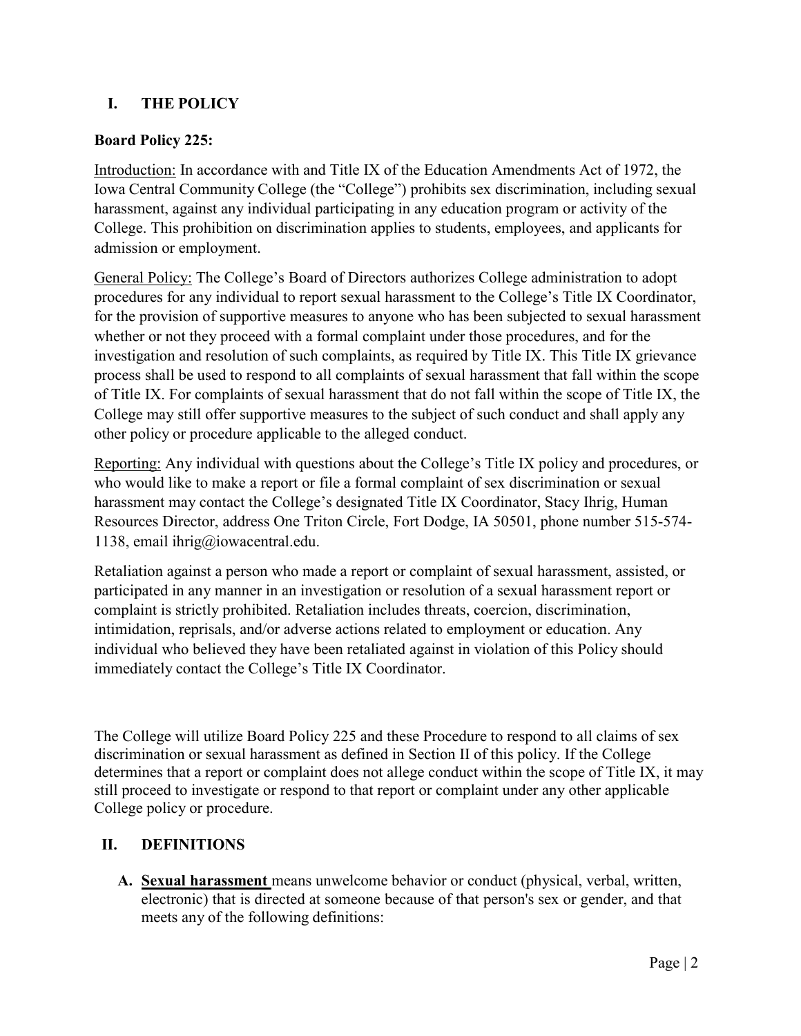## I. THE POLICY

**Board Policy 225:**

Introduction: In accordance with and Title IX of the Education Amendments Act of 1972, the Iowa Central Community College (the "College") prohibits sex discrimination, including sexual harassment, against any individual participating in any education program or activity of the College. This prohibition on discrimination applies to students, employees, and applicants for admission or employment.

General Policy: The College's Board of Directors authorizes College administration to adopt procedures for any individual to report sexual harassment to the College's Title IX Coordinator, for the provision of supportive measures to anyone who has been subjected to sexual harassment whether or not they proceed with a formal complaint under those procedures, and for the investigation and resolution of such complaints, as required by Title IX. This Title IX grievance process shall be used to respond to all complaints of sexual harassment that fall within the scope of Title IX. For complaints of sexual harassment that do not fall within the scope of Title IX, the College may still offer supportive measures to the subject of such conduct and shall apply any other policy or procedure applicable to the alleged conduct.

Reporting: Any individual with questions about the College's Title IX policy and procedures, or who would like to make a report or file a formal complaint of sex discrimination or sexual harassment may contact the College's designated Title IX Coordinator, Stacy Ihrig, Human Resources Director, address One Triton Circle, Fort Dodge, IA 50501, phone number 515-574-1138, email ihrig@iowacentral.edu.

Retaliation against a person who made a report or complaint of sexual harassment, assisted, or participated in any manner in an investigation or resolution of a sexual harassment report or complaint is strictly prohibited. Retaliation includes threats, coercion, discrimination, intimidation, reprisals, and/or adverse actions related to employment or education. Any individual who believed they have been retaliated against in violation of this Policy should immediately contact the College's Title IX Coordinator.

The College will utilize Board Policy 225 and these Procedure to respond to all claims of sex discrimination or sexual harassment as defined in Section II of this policy. If the College determines that a report or complaint does not allege conduct within the scope of Title IX, it may still proceed to investigate or respond to that report or complaint under any other applicable College policy or procedure.

## II. DEFINITIONS

A. **Sexual harassment** means unwelcome behavior or conduct (physical, verbal, written, electronic) that is directed at someone because of that person's sex or gender, and that meets any of the following definitions: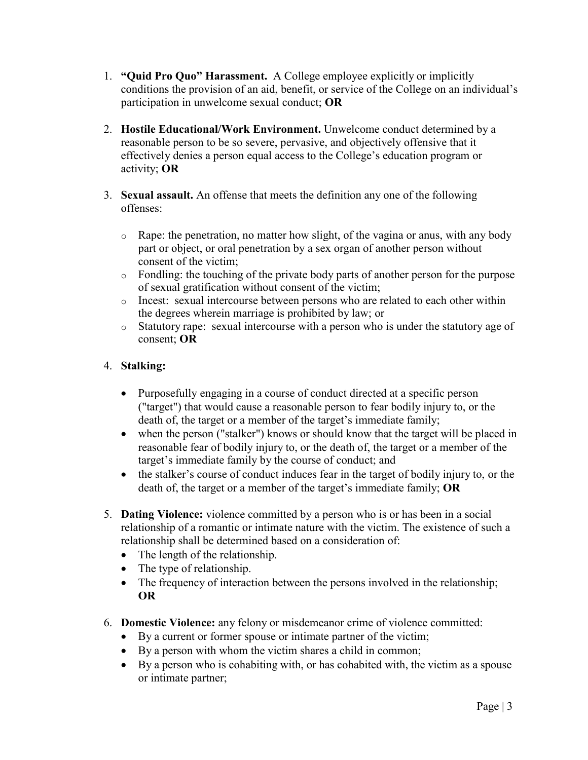1. **"Quid Pro Quo" Harassment.** A College employee explicitly or implicitly conditions the provision of an aid, benefit, or service of the College on an individual's participation in unwelcome sexual conduct; **OR**

2. **Hostile Educational/Work Environment.** Unwelcome conduct determined by a reasonable person to be so severe, pervasive, and objectively offensive that it effectively denies a person equal access to the College's education program or activity; **OR**

3. **Sexual assault.** An offense that meets the definition any one of the following offenses:

   - Rape: the penetration, no matter how slight, of the vagina or anus, with any body part or object, or oral penetration by a sex organ of another person without consent of the victim;
   - Fondling: the touching of the private body parts of another person for the purpose of sexual gratification without consent of the victim;
   - Incest: sexual intercourse between persons who are related to each other within the degrees wherein marriage is prohibited by law; or
   - Statutory rape: sexual intercourse with a person who is under the statutory age of consent; **OR**

4. **Stalking:**

   - Purposefully engaging in a course of conduct directed at a specific person ("target") that would cause a reasonable person to fear bodily injury to, or the death of, the target or a member of the target's immediate family;
   - when the person ("stalker") knows or should know that the target will be placed in reasonable fear of bodily injury to, or the death of, the target or a member of the target's immediate family by the course of conduct; and
   - the stalker's course of conduct induces fear in the target of bodily injury to, or the death of, the target or a member of the target's immediate family; **OR**

5. **Dating Violence:** violence committed by a person who is or has been in a social relationship of a romantic or intimate nature with the victim. The existence of such a relationship shall be determined based on a consideration of:
   - The length of the relationship.
   - The type of relationship.
   - The frequency of interaction between the persons involved in the relationship; **OR**

6. **Domestic Violence:** any felony or misdemeanor crime of violence committed:
   - By a current or former spouse or intimate partner of the victim;
   - By a person with whom the victim shares a child in common;
   - By a person who is cohabiting with, or has cohabited with, the victim as a spouse or intimate partner;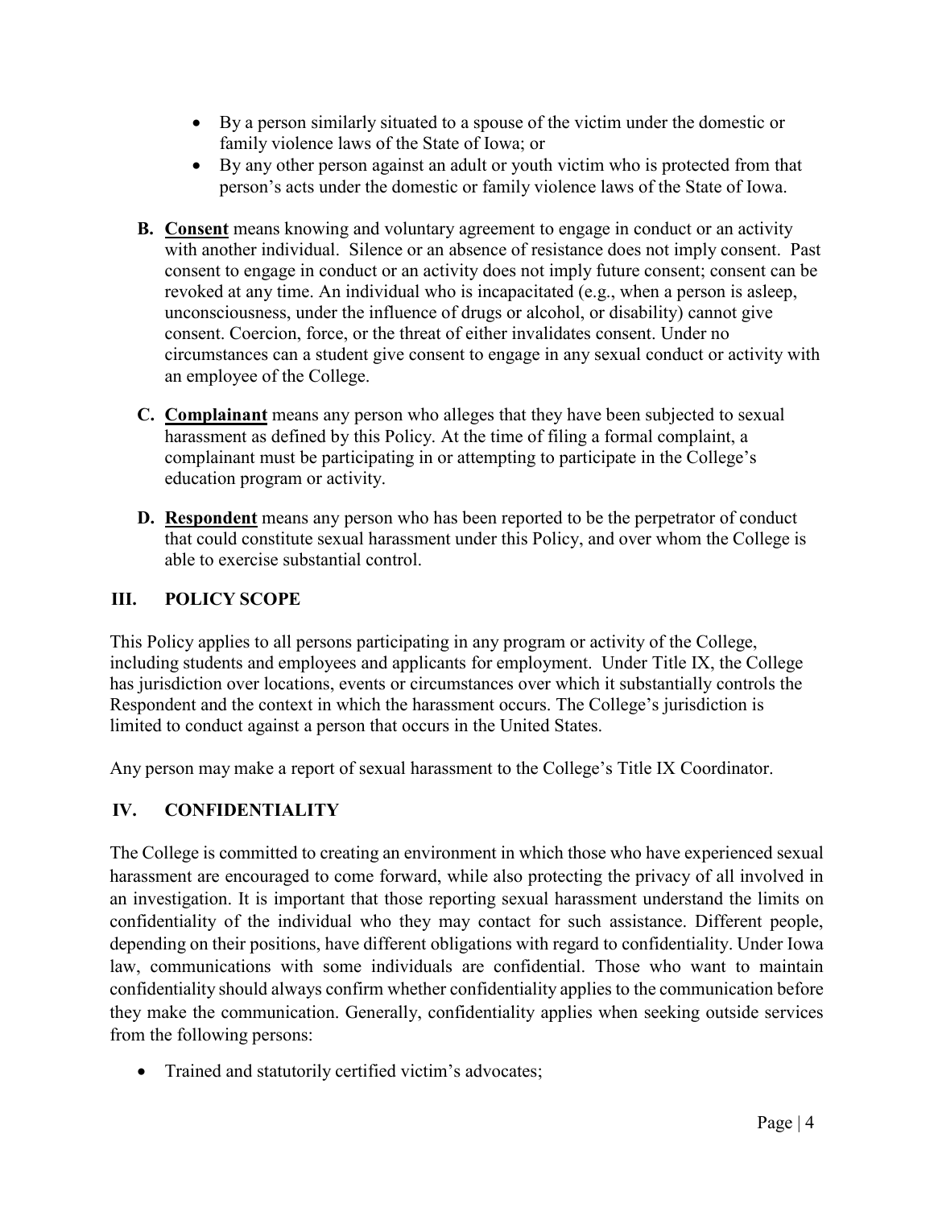- By a person similarly situated to a spouse of the victim under the domestic or family violence laws of the State of Iowa; or
- By any other person against an adult or youth victim who is protected from that person's acts under the domestic or family violence laws of the State of Iowa.

**B.** **<u>Consent</u>** means knowing and voluntary agreement to engage in conduct or an activity with another individual. Silence or an absence of resistance does not imply consent. Past consent to engage in conduct or an activity does not imply future consent; consent can be revoked at any time. An individual who is incapacitated (e.g., when a person is asleep, unconsciousness, under the influence of drugs or alcohol, or disability) cannot give consent. Coercion, force, or the threat of either invalidates consent. Under no circumstances can a student give consent to engage in any sexual conduct or activity with an employee of the College.

**C.** **<u>Complainant</u>** means any person who alleges that they have been subjected to sexual harassment as defined by this Policy. At the time of filing a formal complaint, a complainant must be participating in or attempting to participate in the College's education program or activity.

**D.** **<u>Respondent</u>** means any person who has been reported to be the perpetrator of conduct that could constitute sexual harassment under this Policy, and over whom the College is able to exercise substantial control.

## III. POLICY SCOPE

This Policy applies to all persons participating in any program or activity of the College, including students and employees and applicants for employment. Under Title IX, the College has jurisdiction over locations, events or circumstances over which it substantially controls the Respondent and the context in which the harassment occurs. The College's jurisdiction is limited to conduct against a person that occurs in the United States.

Any person may make a report of sexual harassment to the College's Title IX Coordinator.

## IV. CONFIDENTIALITY

The College is committed to creating an environment in which those who have experienced sexual harassment are encouraged to come forward, while also protecting the privacy of all involved in an investigation. It is important that those reporting sexual harassment understand the limits on confidentiality of the individual who they may contact for such assistance. Different people, depending on their positions, have different obligations with regard to confidentiality. Under Iowa law, communications with some individuals are confidential. Those who want to maintain confidentiality should always confirm whether confidentiality applies to the communication before they make the communication. Generally, confidentiality applies when seeking outside services from the following persons:

- Trained and statutorily certified victim's advocates;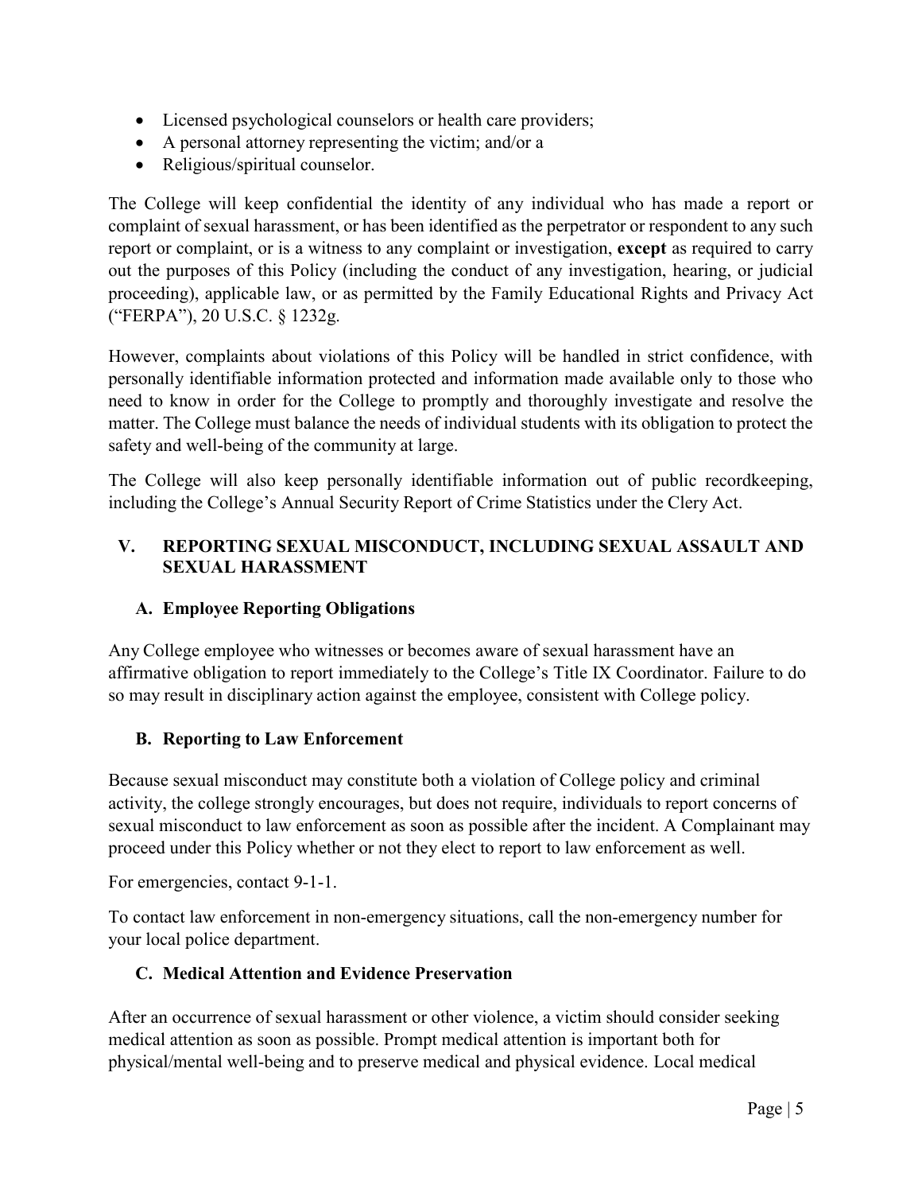- Licensed psychological counselors or health care providers;
- A personal attorney representing the victim; and/or a
- Religious/spiritual counselor.

The College will keep confidential the identity of any individual who has made a report or complaint of sexual harassment, or has been identified as the perpetrator or respondent to any such report or complaint, or is a witness to any complaint or investigation, **except** as required to carry out the purposes of this Policy (including the conduct of any investigation, hearing, or judicial proceeding), applicable law, or as permitted by the Family Educational Rights and Privacy Act ("FERPA"), 20 U.S.C. § 1232g.

However, complaints about violations of this Policy will be handled in strict confidence, with personally identifiable information protected and information made available only to those who need to know in order for the College to promptly and thoroughly investigate and resolve the matter. The College must balance the needs of individual students with its obligation to protect the safety and well-being of the community at large.

The College will also keep personally identifiable information out of public recordkeeping, including the College's Annual Security Report of Crime Statistics under the Clery Act.

## V. REPORTING SEXUAL MISCONDUCT, INCLUDING SEXUAL ASSAULT AND SEXUAL HARASSMENT

### A. Employee Reporting Obligations

Any College employee who witnesses or becomes aware of sexual harassment have an affirmative obligation to report immediately to the College's Title IX Coordinator. Failure to do so may result in disciplinary action against the employee, consistent with College policy.

### B. Reporting to Law Enforcement

Because sexual misconduct may constitute both a violation of College policy and criminal activity, the college strongly encourages, but does not require, individuals to report concerns of sexual misconduct to law enforcement as soon as possible after the incident. A Complainant may proceed under this Policy whether or not they elect to report to law enforcement as well.

For emergencies, contact 9-1-1.

To contact law enforcement in non-emergency situations, call the non-emergency number for your local police department.

### C. Medical Attention and Evidence Preservation

After an occurrence of sexual harassment or other violence, a victim should consider seeking medical attention as soon as possible. Prompt medical attention is important both for physical/mental well-being and to preserve medical and physical evidence. Local medical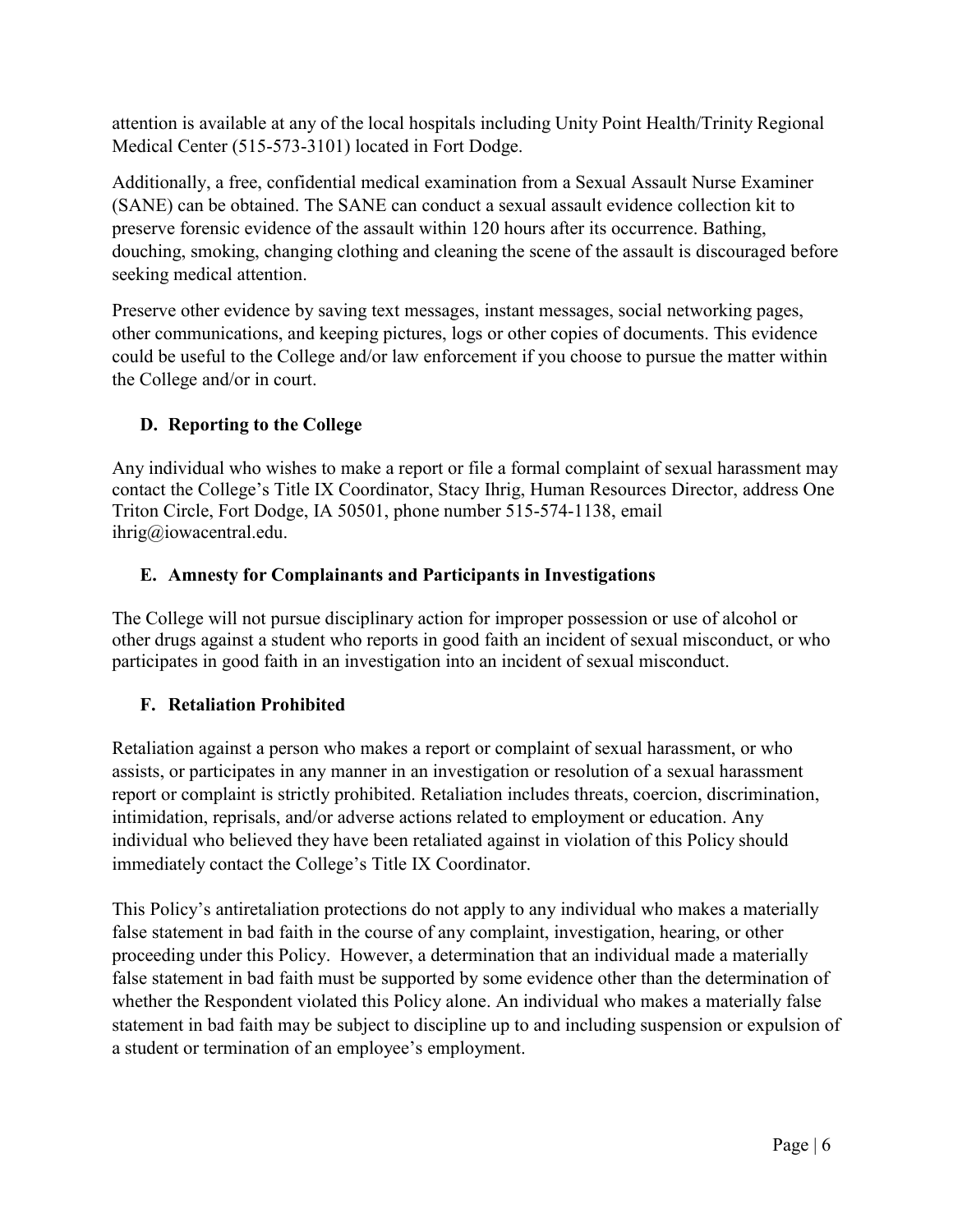attention is available at any of the local hospitals including Unity Point Health/Trinity Regional Medical Center (515-573-3101) located in Fort Dodge.

Additionally, a free, confidential medical examination from a Sexual Assault Nurse Examiner (SANE) can be obtained. The SANE can conduct a sexual assault evidence collection kit to preserve forensic evidence of the assault within 120 hours after its occurrence. Bathing, douching, smoking, changing clothing and cleaning the scene of the assault is discouraged before seeking medical attention.

Preserve other evidence by saving text messages, instant messages, social networking pages, other communications, and keeping pictures, logs or other copies of documents. This evidence could be useful to the College and/or law enforcement if you choose to pursue the matter within the College and/or in court.

### D. Reporting to the College

Any individual who wishes to make a report or file a formal complaint of sexual harassment may contact the College's Title IX Coordinator, Stacy Ihrig, Human Resources Director, address One Triton Circle, Fort Dodge, IA 50501, phone number 515-574-1138, email ihrig@iowacentral.edu.

### E. Amnesty for Complainants and Participants in Investigations

The College will not pursue disciplinary action for improper possession or use of alcohol or other drugs against a student who reports in good faith an incident of sexual misconduct, or who participates in good faith in an investigation into an incident of sexual misconduct.

### F. Retaliation Prohibited

Retaliation against a person who makes a report or complaint of sexual harassment, or who assists, or participates in any manner in an investigation or resolution of a sexual harassment report or complaint is strictly prohibited. Retaliation includes threats, coercion, discrimination, intimidation, reprisals, and/or adverse actions related to employment or education. Any individual who believed they have been retaliated against in violation of this Policy should immediately contact the College's Title IX Coordinator.

This Policy's antiretaliation protections do not apply to any individual who makes a materially false statement in bad faith in the course of any complaint, investigation, hearing, or other proceeding under this Policy. However, a determination that an individual made a materially false statement in bad faith must be supported by some evidence other than the determination of whether the Respondent violated this Policy alone. An individual who makes a materially false statement in bad faith may be subject to discipline up to and including suspension or expulsion of a student or termination of an employee's employment.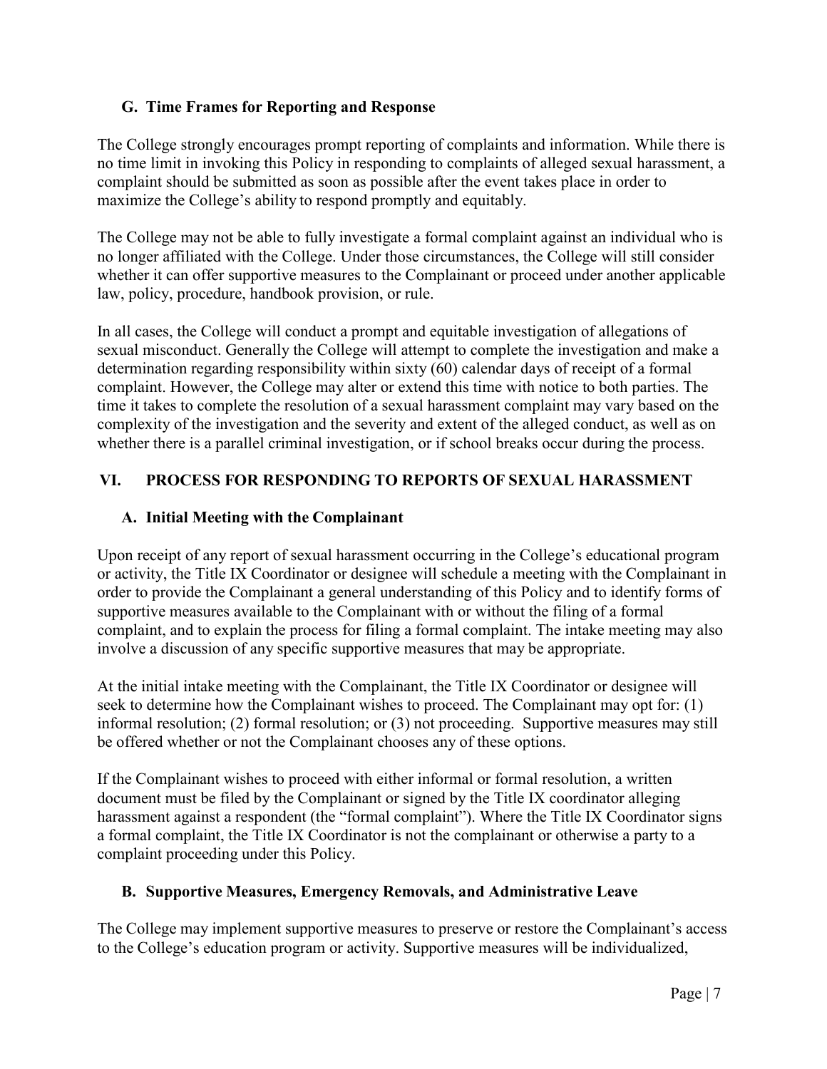### G. Time Frames for Reporting and Response

The College strongly encourages prompt reporting of complaints and information. While there is no time limit in invoking this Policy in responding to complaints of alleged sexual harassment, a complaint should be submitted as soon as possible after the event takes place in order to maximize the College's ability to respond promptly and equitably.

The College may not be able to fully investigate a formal complaint against an individual who is no longer affiliated with the College. Under those circumstances, the College will still consider whether it can offer supportive measures to the Complainant or proceed under another applicable law, policy, procedure, handbook provision, or rule.

In all cases, the College will conduct a prompt and equitable investigation of allegations of sexual misconduct. Generally the College will attempt to complete the investigation and make a determination regarding responsibility within sixty (60) calendar days of receipt of a formal complaint. However, the College may alter or extend this time with notice to both parties. The time it takes to complete the resolution of a sexual harassment complaint may vary based on the complexity of the investigation and the severity and extent of the alleged conduct, as well as on whether there is a parallel criminal investigation, or if school breaks occur during the process.

## VI. PROCESS FOR RESPONDING TO REPORTS OF SEXUAL HARASSMENT

### A. Initial Meeting with the Complainant

Upon receipt of any report of sexual harassment occurring in the College's educational program or activity, the Title IX Coordinator or designee will schedule a meeting with the Complainant in order to provide the Complainant a general understanding of this Policy and to identify forms of supportive measures available to the Complainant with or without the filing of a formal complaint, and to explain the process for filing a formal complaint. The intake meeting may also involve a discussion of any specific supportive measures that may be appropriate.

At the initial intake meeting with the Complainant, the Title IX Coordinator or designee will seek to determine how the Complainant wishes to proceed. The Complainant may opt for: (1) informal resolution; (2) formal resolution; or (3) not proceeding. Supportive measures may still be offered whether or not the Complainant chooses any of these options.

If the Complainant wishes to proceed with either informal or formal resolution, a written document must be filed by the Complainant or signed by the Title IX coordinator alleging harassment against a respondent (the "formal complaint"). Where the Title IX Coordinator signs a formal complaint, the Title IX Coordinator is not the complainant or otherwise a party to a complaint proceeding under this Policy.

### B. Supportive Measures, Emergency Removals, and Administrative Leave

The College may implement supportive measures to preserve or restore the Complainant's access to the College's education program or activity. Supportive measures will be individualized,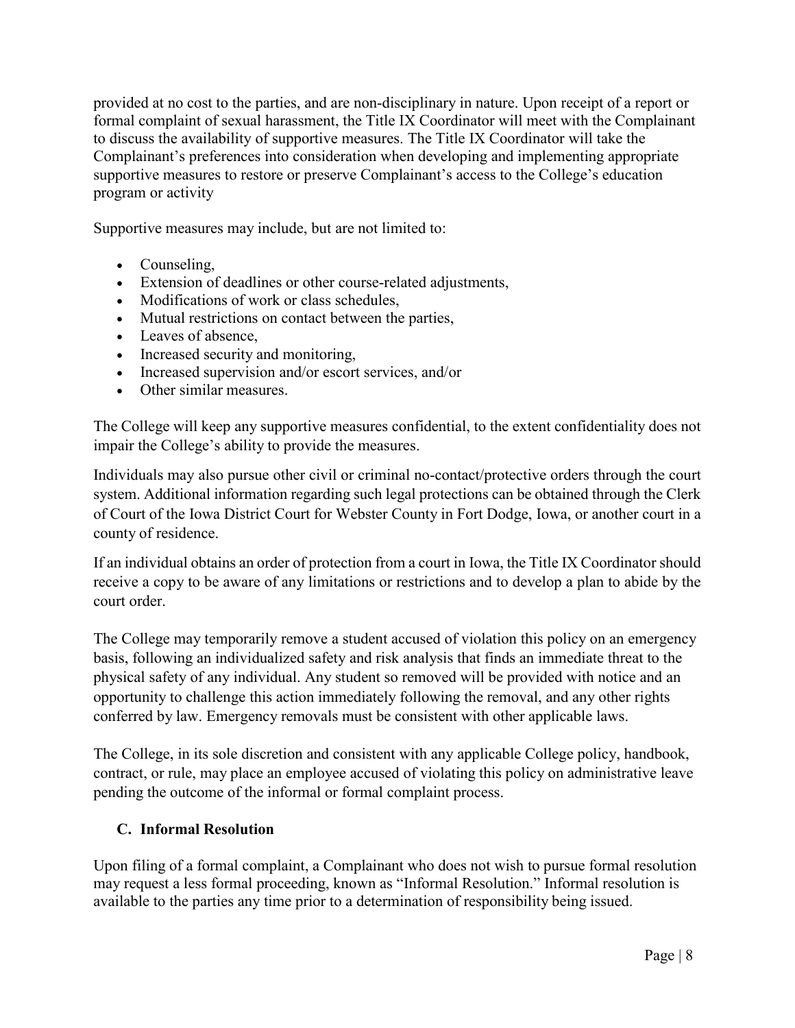provided at no cost to the parties, and are non-disciplinary in nature. Upon receipt of a report or formal complaint of sexual harassment, the Title IX Coordinator will meet with the Complainant to discuss the availability of supportive measures. The Title IX Coordinator will take the Complainant's preferences into consideration when developing and implementing appropriate supportive measures to restore or preserve Complainant's access to the College's education program or activity

Supportive measures may include, but are not limited to:

- Counseling,
- Extension of deadlines or other course-related adjustments,
- Modifications of work or class schedules,
- Mutual restrictions on contact between the parties,
- Leaves of absence,
- Increased security and monitoring,
- Increased supervision and/or escort services, and/or
- Other similar measures.

The College will keep any supportive measures confidential, to the extent confidentiality does not impair the College's ability to provide the measures.

Individuals may also pursue other civil or criminal no-contact/protective orders through the court system. Additional information regarding such legal protections can be obtained through the Clerk of Court of the Iowa District Court for Webster County in Fort Dodge, Iowa, or another court in a county of residence.

If an individual obtains an order of protection from a court in Iowa, the Title IX Coordinator should receive a copy to be aware of any limitations or restrictions and to develop a plan to abide by the court order.

The College may temporarily remove a student accused of violation this policy on an emergency basis, following an individualized safety and risk analysis that finds an immediate threat to the physical safety of any individual. Any student so removed will be provided with notice and an opportunity to challenge this action immediately following the removal, and any other rights conferred by law. Emergency removals must be consistent with other applicable laws.

The College, in its sole discretion and consistent with any applicable College policy, handbook, contract, or rule, may place an employee accused of violating this policy on administrative leave pending the outcome of the informal or formal complaint process.

### C. Informal Resolution

Upon filing of a formal complaint, a Complainant who does not wish to pursue formal resolution may request a less formal proceeding, known as "Informal Resolution." Informal resolution is available to the parties any time prior to a determination of responsibility being issued.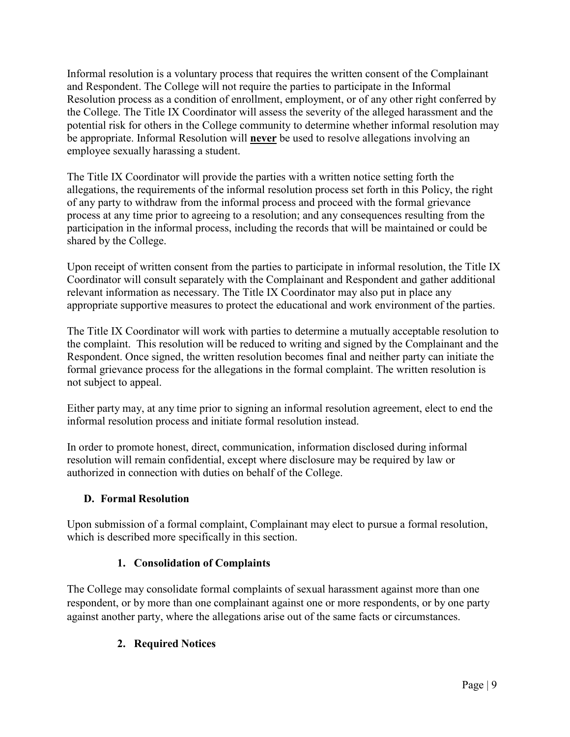Informal resolution is a voluntary process that requires the written consent of the Complainant and Respondent. The College will not require the parties to participate in the Informal Resolution process as a condition of enrollment, employment, or of any other right conferred by the College. The Title IX Coordinator will assess the severity of the alleged harassment and the potential risk for others in the College community to determine whether informal resolution may be appropriate. Informal Resolution will **never** be used to resolve allegations involving an employee sexually harassing a student.

The Title IX Coordinator will provide the parties with a written notice setting forth the allegations, the requirements of the informal resolution process set forth in this Policy, the right of any party to withdraw from the informal process and proceed with the formal grievance process at any time prior to agreeing to a resolution; and any consequences resulting from the participation in the informal process, including the records that will be maintained or could be shared by the College.

Upon receipt of written consent from the parties to participate in informal resolution, the Title IX Coordinator will consult separately with the Complainant and Respondent and gather additional relevant information as necessary. The Title IX Coordinator may also put in place any appropriate supportive measures to protect the educational and work environment of the parties.

The Title IX Coordinator will work with parties to determine a mutually acceptable resolution to the complaint. This resolution will be reduced to writing and signed by the Complainant and the Respondent. Once signed, the written resolution becomes final and neither party can initiate the formal grievance process for the allegations in the formal complaint. The written resolution is not subject to appeal.

Either party may, at any time prior to signing an informal resolution agreement, elect to end the informal resolution process and initiate formal resolution instead.

In order to promote honest, direct, communication, information disclosed during informal resolution will remain confidential, except where disclosure may be required by law or authorized in connection with duties on behalf of the College.

### D. Formal Resolution

Upon submission of a formal complaint, Complainant may elect to pursue a formal resolution, which is described more specifically in this section.

#### 1. Consolidation of Complaints

The College may consolidate formal complaints of sexual harassment against more than one respondent, or by more than one complainant against one or more respondents, or by one party against another party, where the allegations arise out of the same facts or circumstances.

#### 2. Required Notices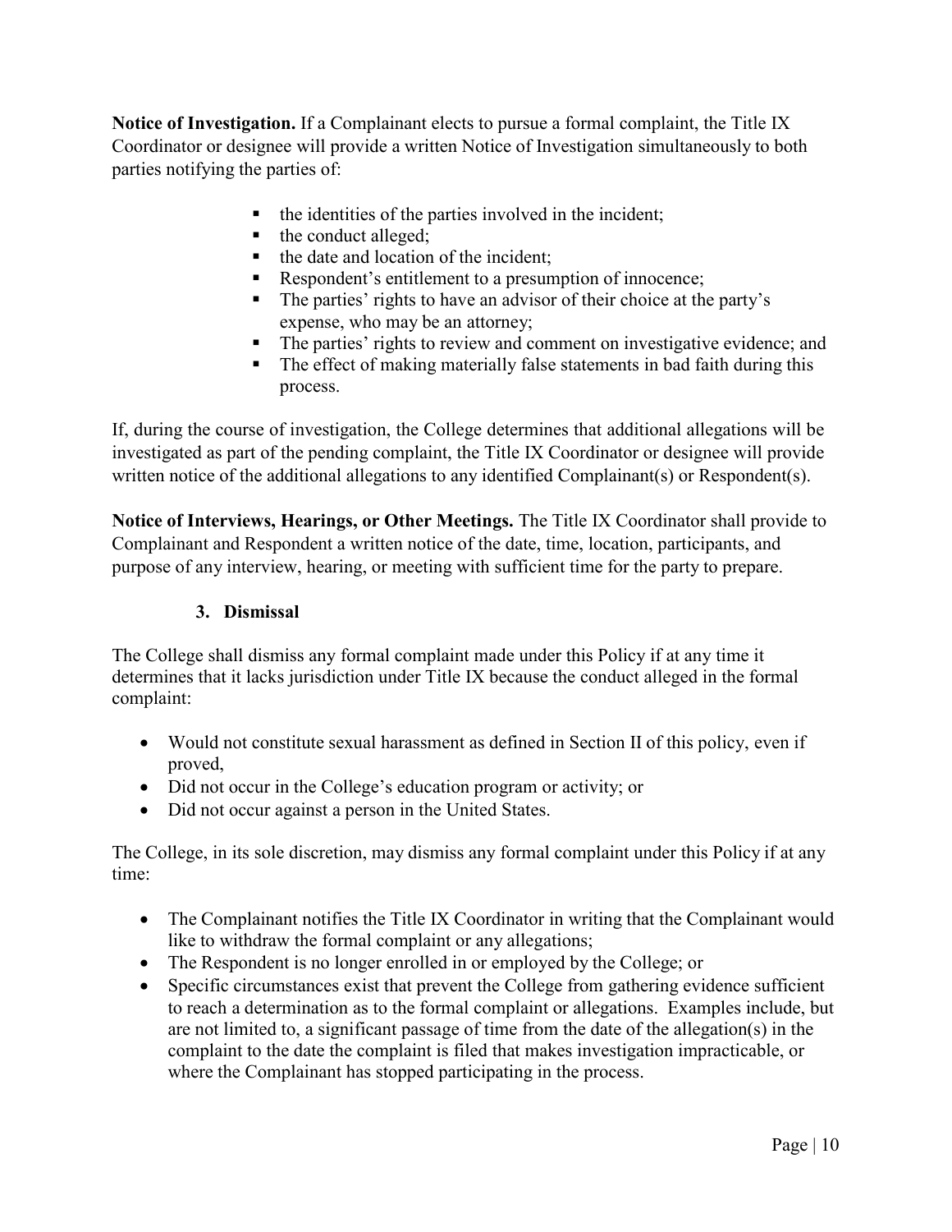**Notice of Investigation.** If a Complainant elects to pursue a formal complaint, the Title IX Coordinator or designee will provide a written Notice of Investigation simultaneously to both parties notifying the parties of:

- the identities of the parties involved in the incident;
- the conduct alleged;
- the date and location of the incident;
- Respondent's entitlement to a presumption of innocence;
- The parties' rights to have an advisor of their choice at the party's expense, who may be an attorney;
- The parties' rights to review and comment on investigative evidence; and
- The effect of making materially false statements in bad faith during this process.

If, during the course of investigation, the College determines that additional allegations will be investigated as part of the pending complaint, the Title IX Coordinator or designee will provide written notice of the additional allegations to any identified Complainant(s) or Respondent(s).

**Notice of Interviews, Hearings, or Other Meetings.** The Title IX Coordinator shall provide to Complainant and Respondent a written notice of the date, time, location, participants, and purpose of any interview, hearing, or meeting with sufficient time for the party to prepare.

### 3. Dismissal

The College shall dismiss any formal complaint made under this Policy if at any time it determines that it lacks jurisdiction under Title IX because the conduct alleged in the formal complaint:

- Would not constitute sexual harassment as defined in Section II of this policy, even if proved,
- Did not occur in the College's education program or activity; or
- Did not occur against a person in the United States.

The College, in its sole discretion, may dismiss any formal complaint under this Policy if at any time:

- The Complainant notifies the Title IX Coordinator in writing that the Complainant would like to withdraw the formal complaint or any allegations;
- The Respondent is no longer enrolled in or employed by the College; or
- Specific circumstances exist that prevent the College from gathering evidence sufficient to reach a determination as to the formal complaint or allegations. Examples include, but are not limited to, a significant passage of time from the date of the allegation(s) in the complaint to the date the complaint is filed that makes investigation impracticable, or where the Complainant has stopped participating in the process.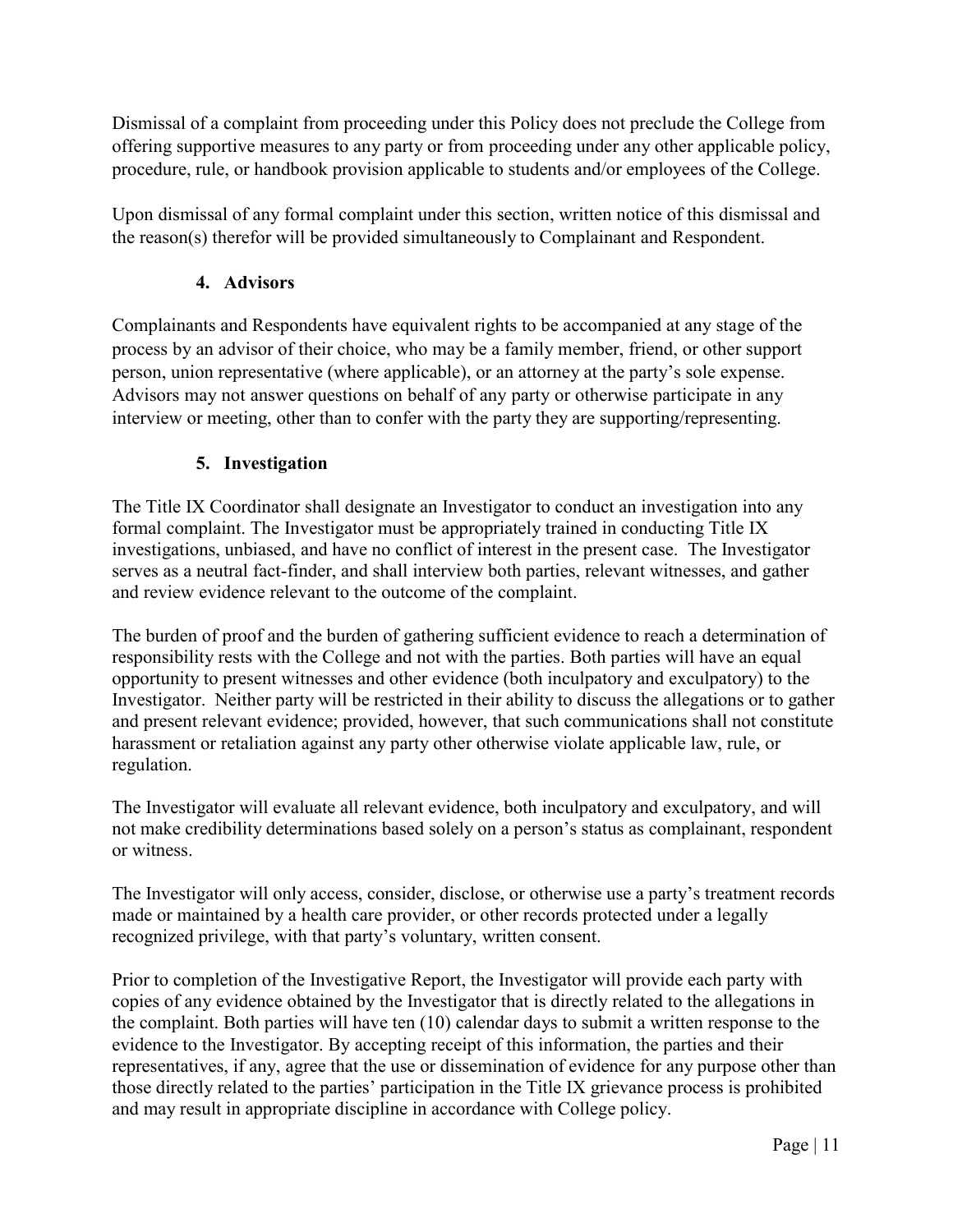Dismissal of a complaint from proceeding under this Policy does not preclude the College from offering supportive measures to any party or from proceeding under any other applicable policy, procedure, rule, or handbook provision applicable to students and/or employees of the College.

Upon dismissal of any formal complaint under this section, written notice of this dismissal and the reason(s) therefor will be provided simultaneously to Complainant and Respondent.

### 4. Advisors

Complainants and Respondents have equivalent rights to be accompanied at any stage of the process by an advisor of their choice, who may be a family member, friend, or other support person, union representative (where applicable), or an attorney at the party's sole expense. Advisors may not answer questions on behalf of any party or otherwise participate in any interview or meeting, other than to confer with the party they are supporting/representing.

### 5. Investigation

The Title IX Coordinator shall designate an Investigator to conduct an investigation into any formal complaint. The Investigator must be appropriately trained in conducting Title IX investigations, unbiased, and have no conflict of interest in the present case. The Investigator serves as a neutral fact-finder, and shall interview both parties, relevant witnesses, and gather and review evidence relevant to the outcome of the complaint.

The burden of proof and the burden of gathering sufficient evidence to reach a determination of responsibility rests with the College and not with the parties. Both parties will have an equal opportunity to present witnesses and other evidence (both inculpatory and exculpatory) to the Investigator. Neither party will be restricted in their ability to discuss the allegations or to gather and present relevant evidence; provided, however, that such communications shall not constitute harassment or retaliation against any party other otherwise violate applicable law, rule, or regulation.

The Investigator will evaluate all relevant evidence, both inculpatory and exculpatory, and will not make credibility determinations based solely on a person's status as complainant, respondent or witness.

The Investigator will only access, consider, disclose, or otherwise use a party's treatment records made or maintained by a health care provider, or other records protected under a legally recognized privilege, with that party's voluntary, written consent.

Prior to completion of the Investigative Report, the Investigator will provide each party with copies of any evidence obtained by the Investigator that is directly related to the allegations in the complaint. Both parties will have ten (10) calendar days to submit a written response to the evidence to the Investigator. By accepting receipt of this information, the parties and their representatives, if any, agree that the use or dissemination of evidence for any purpose other than those directly related to the parties' participation in the Title IX grievance process is prohibited and may result in appropriate discipline in accordance with College policy.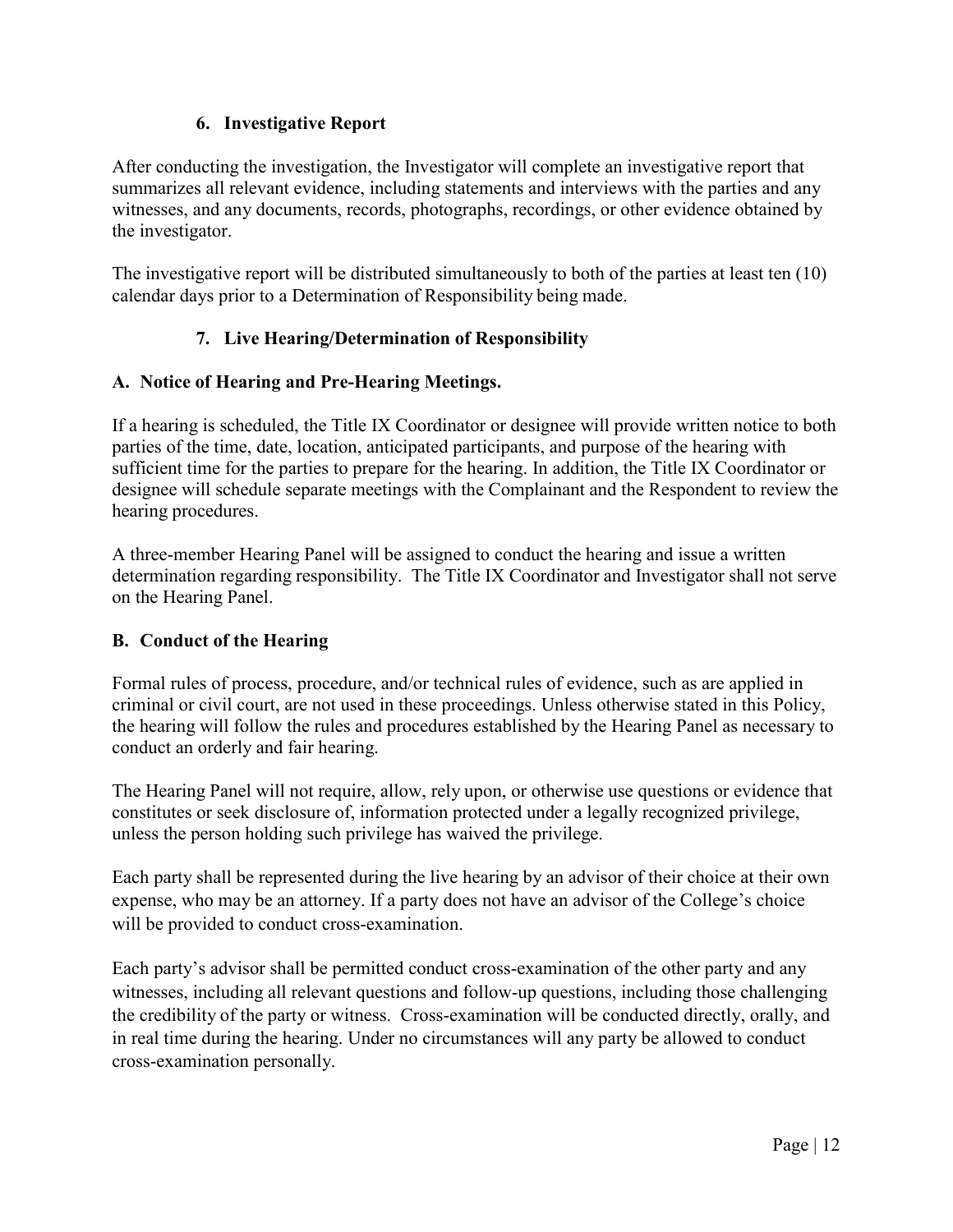### 6. Investigative Report

After conducting the investigation, the Investigator will complete an investigative report that summarizes all relevant evidence, including statements and interviews with the parties and any witnesses, and any documents, records, photographs, recordings, or other evidence obtained by the investigator.

The investigative report will be distributed simultaneously to both of the parties at least ten (10) calendar days prior to a Determination of Responsibility being made.

### 7. Live Hearing/Determination of Responsibility

#### A. Notice of Hearing and Pre-Hearing Meetings.

If a hearing is scheduled, the Title IX Coordinator or designee will provide written notice to both parties of the time, date, location, anticipated participants, and purpose of the hearing with sufficient time for the parties to prepare for the hearing. In addition, the Title IX Coordinator or designee will schedule separate meetings with the Complainant and the Respondent to review the hearing procedures.

A three-member Hearing Panel will be assigned to conduct the hearing and issue a written determination regarding responsibility. The Title IX Coordinator and Investigator shall not serve on the Hearing Panel.

#### B. Conduct of the Hearing

Formal rules of process, procedure, and/or technical rules of evidence, such as are applied in criminal or civil court, are not used in these proceedings. Unless otherwise stated in this Policy, the hearing will follow the rules and procedures established by the Hearing Panel as necessary to conduct an orderly and fair hearing.

The Hearing Panel will not require, allow, rely upon, or otherwise use questions or evidence that constitutes or seek disclosure of, information protected under a legally recognized privilege, unless the person holding such privilege has waived the privilege.

Each party shall be represented during the live hearing by an advisor of their choice at their own expense, who may be an attorney. If a party does not have an advisor of the College's choice will be provided to conduct cross-examination.

Each party's advisor shall be permitted conduct cross-examination of the other party and any witnesses, including all relevant questions and follow-up questions, including those challenging the credibility of the party or witness. Cross-examination will be conducted directly, orally, and in real time during the hearing. Under no circumstances will any party be allowed to conduct cross-examination personally.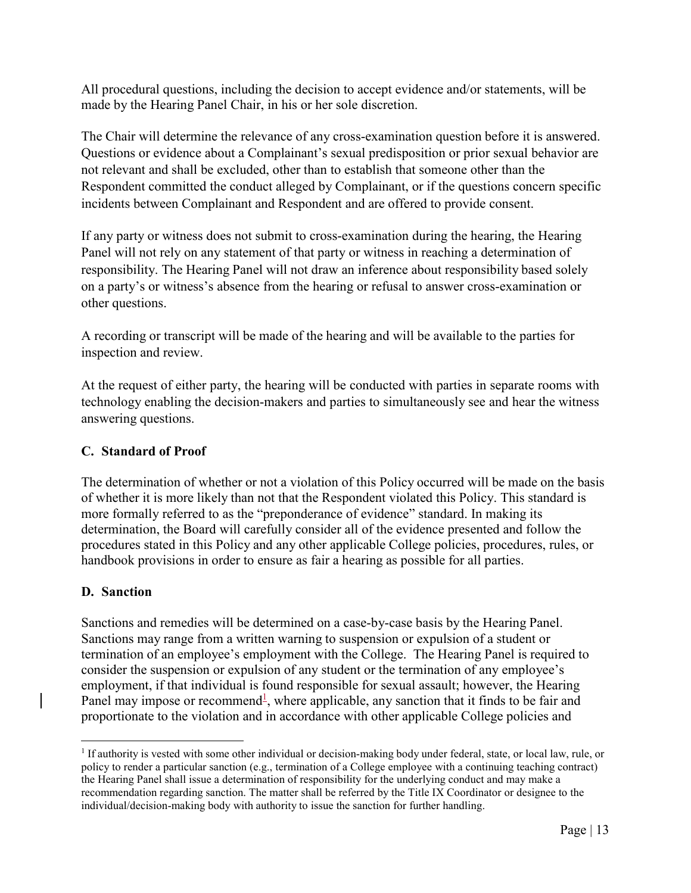All procedural questions, including the decision to accept evidence and/or statements, will be made by the Hearing Panel Chair, in his or her sole discretion.

The Chair will determine the relevance of any cross-examination question before it is answered. Questions or evidence about a Complainant's sexual predisposition or prior sexual behavior are not relevant and shall be excluded, other than to establish that someone other than the Respondent committed the conduct alleged by Complainant, or if the questions concern specific incidents between Complainant and Respondent and are offered to provide consent.

If any party or witness does not submit to cross-examination during the hearing, the Hearing Panel will not rely on any statement of that party or witness in reaching a determination of responsibility. The Hearing Panel will not draw an inference about responsibility based solely on a party's or witness's absence from the hearing or refusal to answer cross-examination or other questions.

A recording or transcript will be made of the hearing and will be available to the parties for inspection and review.

At the request of either party, the hearing will be conducted with parties in separate rooms with technology enabling the decision-makers and parties to simultaneously see and hear the witness answering questions.

### C. Standard of Proof

The determination of whether or not a violation of this Policy occurred will be made on the basis of whether it is more likely than not that the Respondent violated this Policy. This standard is more formally referred to as the "preponderance of evidence" standard. In making its determination, the Board will carefully consider all of the evidence presented and follow the procedures stated in this Policy and any other applicable College policies, procedures, rules, or handbook provisions in order to ensure as fair a hearing as possible for all parties.

### D. Sanction

Sanctions and remedies will be determined on a case-by-case basis by the Hearing Panel. Sanctions may range from a written warning to suspension or expulsion of a student or termination of an employee's employment with the College. The Hearing Panel is required to consider the suspension or expulsion of any student or the termination of any employee's employment, if that individual is found responsible for sexual assault; however, the Hearing Panel may impose or recommend[1], where applicable, any sanction that it finds to be fair and proportionate to the violation and in accordance with other applicable College policies and

[1] If authority is vested with some other individual or decision-making body under federal, state, or local law, rule, or policy to render a particular sanction (e.g., termination of a College employee with a continuing teaching contract) the Hearing Panel shall issue a determination of responsibility for the underlying conduct and may make a recommendation regarding sanction. The matter shall be referred by the Title IX Coordinator or designee to the individual/decision-making body with authority to issue the sanction for further handling.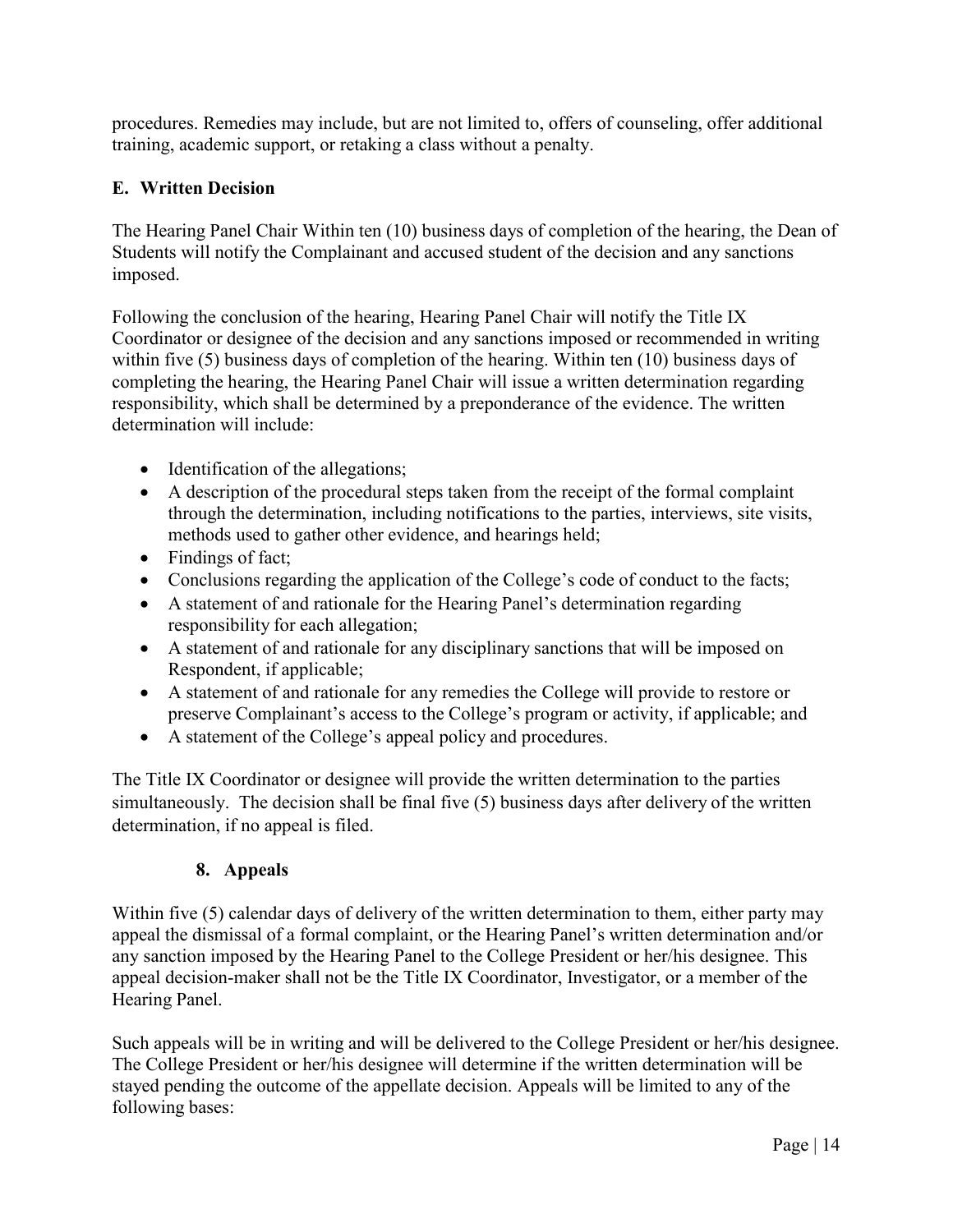procedures. Remedies may include, but are not limited to, offers of counseling, offer additional training, academic support, or retaking a class without a penalty.

### E. Written Decision

The Hearing Panel Chair Within ten (10) business days of completion of the hearing, the Dean of Students will notify the Complainant and accused student of the decision and any sanctions imposed.

Following the conclusion of the hearing, Hearing Panel Chair will notify the Title IX Coordinator or designee of the decision and any sanctions imposed or recommended in writing within five (5) business days of completion of the hearing. Within ten (10) business days of completing the hearing, the Hearing Panel Chair will issue a written determination regarding responsibility, which shall be determined by a preponderance of the evidence. The written determination will include:

- Identification of the allegations;
- A description of the procedural steps taken from the receipt of the formal complaint through the determination, including notifications to the parties, interviews, site visits, methods used to gather other evidence, and hearings held;
- Findings of fact;
- Conclusions regarding the application of the College's code of conduct to the facts;
- A statement of and rationale for the Hearing Panel's determination regarding responsibility for each allegation;
- A statement of and rationale for any disciplinary sanctions that will be imposed on Respondent, if applicable;
- A statement of and rationale for any remedies the College will provide to restore or preserve Complainant's access to the College's program or activity, if applicable; and
- A statement of the College's appeal policy and procedures.

The Title IX Coordinator or designee will provide the written determination to the parties simultaneously. The decision shall be final five (5) business days after delivery of the written determination, if no appeal is filed.

### 8. Appeals

Within five (5) calendar days of delivery of the written determination to them, either party may appeal the dismissal of a formal complaint, or the Hearing Panel's written determination and/or any sanction imposed by the Hearing Panel to the College President or her/his designee. This appeal decision-maker shall not be the Title IX Coordinator, Investigator, or a member of the Hearing Panel.

Such appeals will be in writing and will be delivered to the College President or her/his designee. The College President or her/his designee will determine if the written determination will be stayed pending the outcome of the appellate decision. Appeals will be limited to any of the following bases: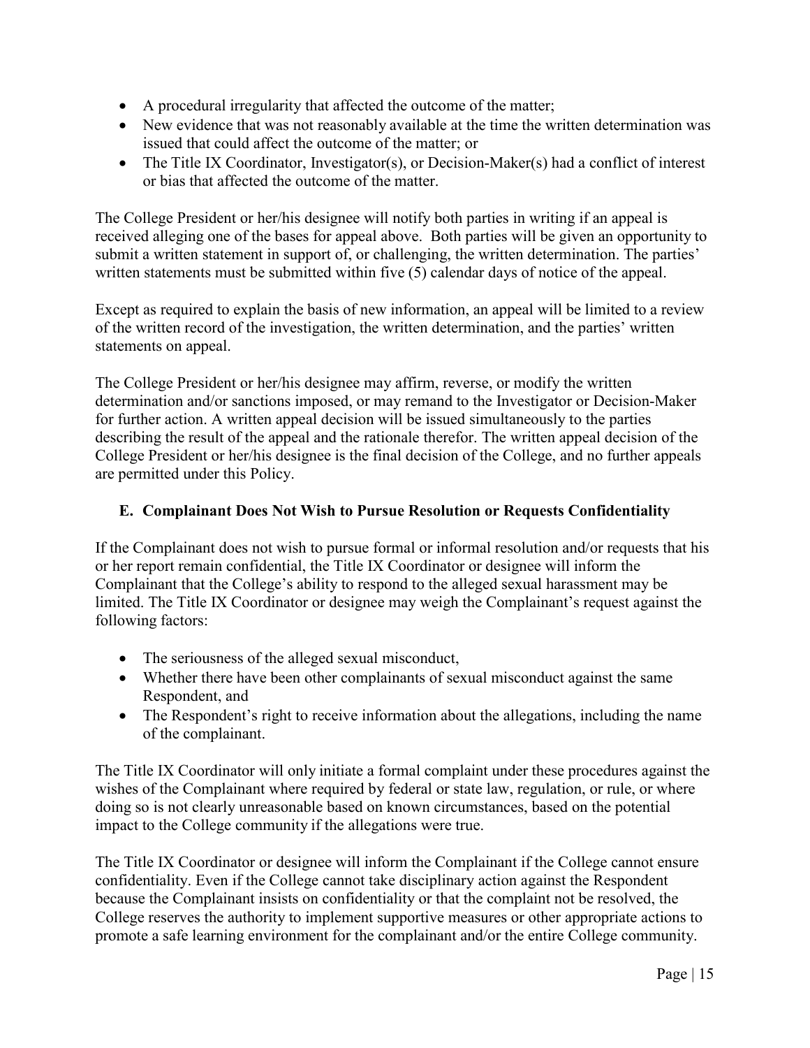- A procedural irregularity that affected the outcome of the matter;
- New evidence that was not reasonably available at the time the written determination was issued that could affect the outcome of the matter; or
- The Title IX Coordinator, Investigator(s), or Decision-Maker(s) had a conflict of interest or bias that affected the outcome of the matter.

The College President or her/his designee will notify both parties in writing if an appeal is received alleging one of the bases for appeal above. Both parties will be given an opportunity to submit a written statement in support of, or challenging, the written determination. The parties' written statements must be submitted within five (5) calendar days of notice of the appeal.

Except as required to explain the basis of new information, an appeal will be limited to a review of the written record of the investigation, the written determination, and the parties' written statements on appeal.

The College President or her/his designee may affirm, reverse, or modify the written determination and/or sanctions imposed, or may remand to the Investigator or Decision-Maker for further action. A written appeal decision will be issued simultaneously to the parties describing the result of the appeal and the rationale therefor. The written appeal decision of the College President or her/his designee is the final decision of the College, and no further appeals are permitted under this Policy.

### E. Complainant Does Not Wish to Pursue Resolution or Requests Confidentiality

If the Complainant does not wish to pursue formal or informal resolution and/or requests that his or her report remain confidential, the Title IX Coordinator or designee will inform the Complainant that the College's ability to respond to the alleged sexual harassment may be limited. The Title IX Coordinator or designee may weigh the Complainant's request against the following factors:

- The seriousness of the alleged sexual misconduct,
- Whether there have been other complainants of sexual misconduct against the same Respondent, and
- The Respondent's right to receive information about the allegations, including the name of the complainant.

The Title IX Coordinator will only initiate a formal complaint under these procedures against the wishes of the Complainant where required by federal or state law, regulation, or rule, or where doing so is not clearly unreasonable based on known circumstances, based on the potential impact to the College community if the allegations were true.

The Title IX Coordinator or designee will inform the Complainant if the College cannot ensure confidentiality. Even if the College cannot take disciplinary action against the Respondent because the Complainant insists on confidentiality or that the complaint not be resolved, the College reserves the authority to implement supportive measures or other appropriate actions to promote a safe learning environment for the complainant and/or the entire College community.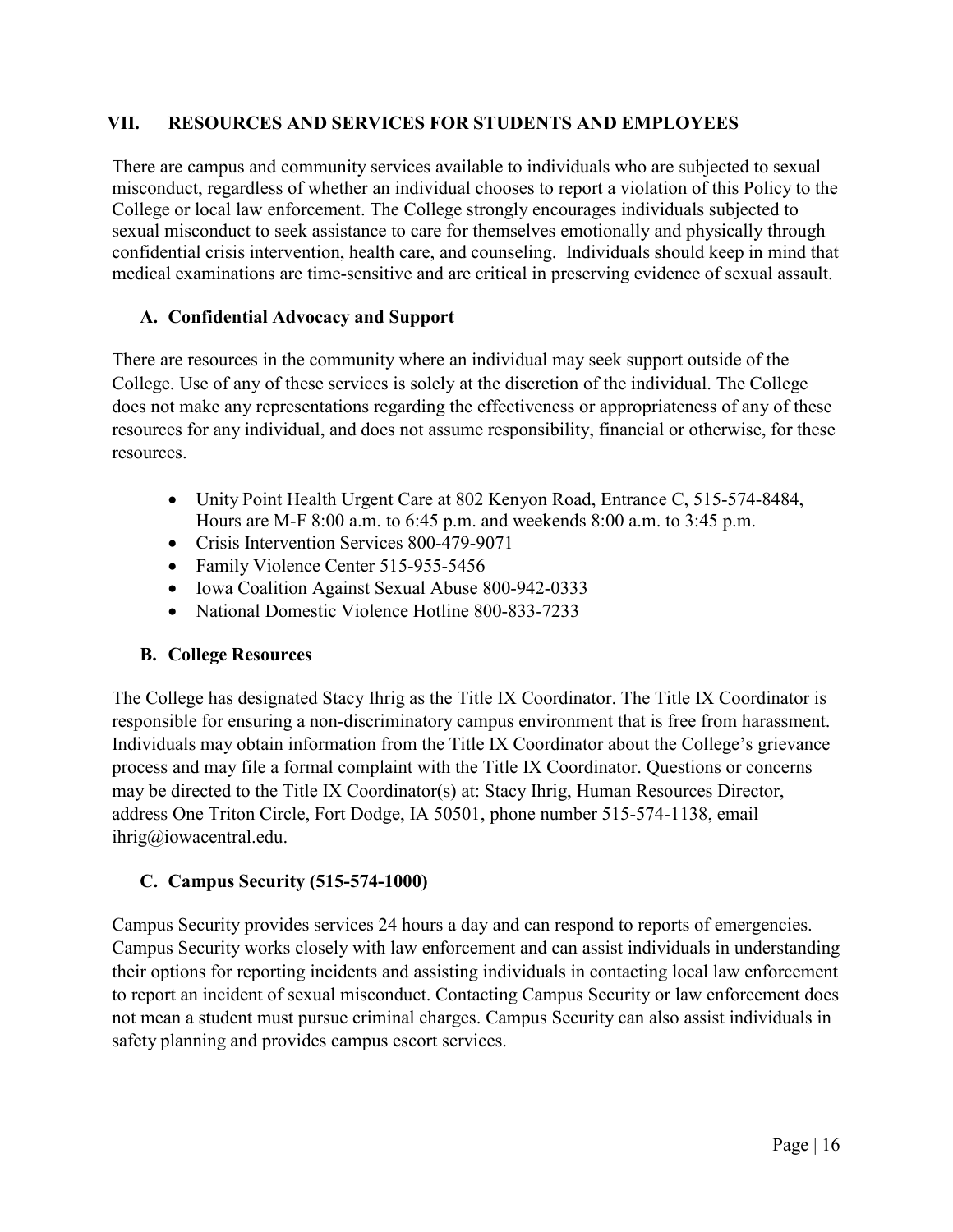## VII. RESOURCES AND SERVICES FOR STUDENTS AND EMPLOYEES

There are campus and community services available to individuals who are subjected to sexual misconduct, regardless of whether an individual chooses to report a violation of this Policy to the College or local law enforcement. The College strongly encourages individuals subjected to sexual misconduct to seek assistance to care for themselves emotionally and physically through confidential crisis intervention, health care, and counseling. Individuals should keep in mind that medical examinations are time-sensitive and are critical in preserving evidence of sexual assault.

### A. Confidential Advocacy and Support

There are resources in the community where an individual may seek support outside of the College. Use of any of these services is solely at the discretion of the individual. The College does not make any representations regarding the effectiveness or appropriateness of any of these resources for any individual, and does not assume responsibility, financial or otherwise, for these resources.

- Unity Point Health Urgent Care at 802 Kenyon Road, Entrance C, 515-574-8484, Hours are M-F 8:00 a.m. to 6:45 p.m. and weekends 8:00 a.m. to 3:45 p.m.
- Crisis Intervention Services 800-479-9071
- Family Violence Center 515-955-5456
- Iowa Coalition Against Sexual Abuse 800-942-0333
- National Domestic Violence Hotline 800-833-7233

### B. College Resources

The College has designated Stacy Ihrig as the Title IX Coordinator. The Title IX Coordinator is responsible for ensuring a non-discriminatory campus environment that is free from harassment. Individuals may obtain information from the Title IX Coordinator about the College's grievance process and may file a formal complaint with the Title IX Coordinator. Questions or concerns may be directed to the Title IX Coordinator(s) at: Stacy Ihrig, Human Resources Director, address One Triton Circle, Fort Dodge, IA 50501, phone number 515-574-1138, email ihrig@iowacentral.edu.

### C. Campus Security (515-574-1000)

Campus Security provides services 24 hours a day and can respond to reports of emergencies. Campus Security works closely with law enforcement and can assist individuals in understanding their options for reporting incidents and assisting individuals in contacting local law enforcement to report an incident of sexual misconduct. Contacting Campus Security or law enforcement does not mean a student must pursue criminal charges. Campus Security can also assist individuals in safety planning and provides campus escort services.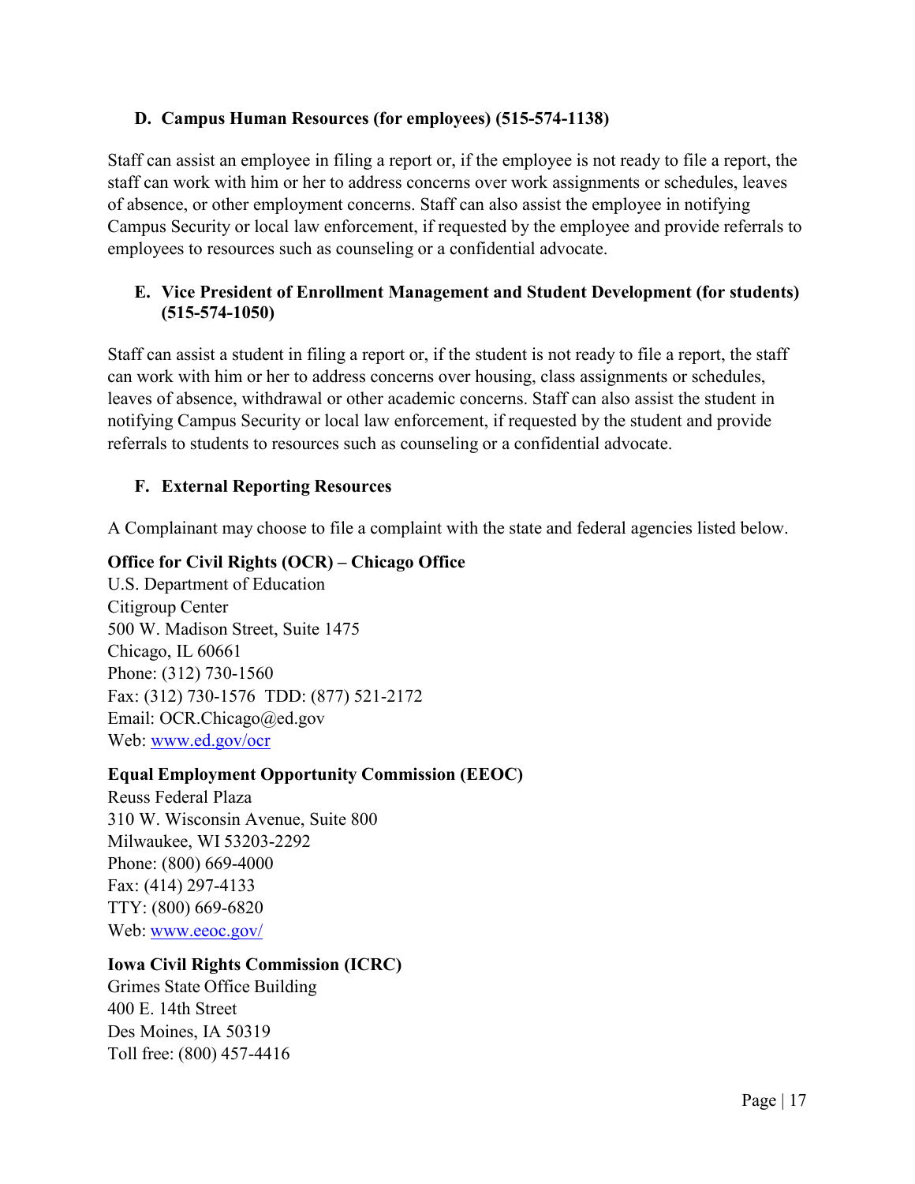### D. Campus Human Resources (for employees) (515-574-1138)

Staff can assist an employee in filing a report or, if the employee is not ready to file a report, the staff can work with him or her to address concerns over work assignments or schedules, leaves of absence, or other employment concerns. Staff can also assist the employee in notifying Campus Security or local law enforcement, if requested by the employee and provide referrals to employees to resources such as counseling or a confidential advocate.

### E. Vice President of Enrollment Management and Student Development (for students) (515-574-1050)

Staff can assist a student in filing a report or, if the student is not ready to file a report, the staff can work with him or her to address concerns over housing, class assignments or schedules, leaves of absence, withdrawal or other academic concerns. Staff can also assist the student in notifying Campus Security or local law enforcement, if requested by the student and provide referrals to students to resources such as counseling or a confidential advocate.

### F. External Reporting Resources

A Complainant may choose to file a complaint with the state and federal agencies listed below.

**Office for Civil Rights (OCR) – Chicago Office**
U.S. Department of Education
Citigroup Center
500 W. Madison Street, Suite 1475
Chicago, IL 60661
Phone: (312) 730-1560
Fax: (312) 730-1576 TDD: (877) 521-2172
Email: OCR.Chicago@ed.gov
Web: www.ed.gov/ocr

**Equal Employment Opportunity Commission (EEOC)**
Reuss Federal Plaza
310 W. Wisconsin Avenue, Suite 800
Milwaukee, WI 53203-2292
Phone: (800) 669-4000
Fax: (414) 297-4133
TTY: (800) 669-6820
Web: www.eeoc.gov/

**Iowa Civil Rights Commission (ICRC)**
Grimes State Office Building
400 E. 14th Street
Des Moines, IA 50319
Toll free: (800) 457-4416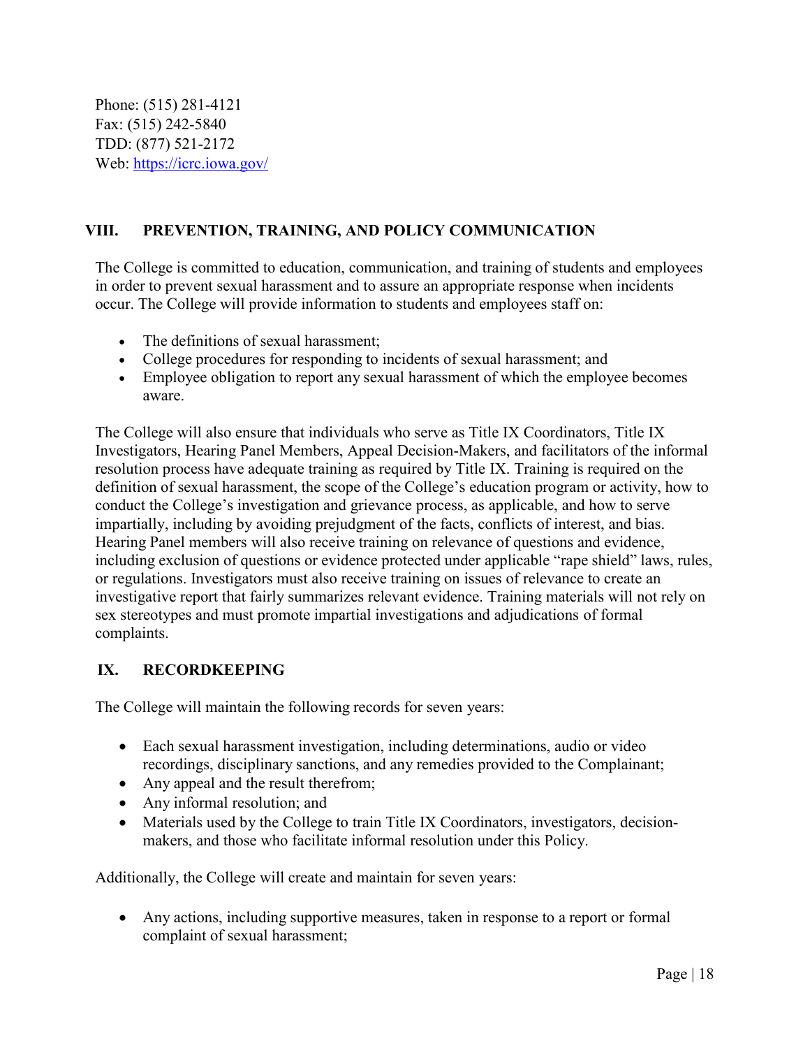Phone: (515) 281-4121
Fax: (515) 242-5840
TDD: (877) 521-2172
Web: https://icrc.iowa.gov/

## VIII. PREVENTION, TRAINING, AND POLICY COMMUNICATION

The College is committed to education, communication, and training of students and employees in order to prevent sexual harassment and to assure an appropriate response when incidents occur. The College will provide information to students and employees staff on:

- The definitions of sexual harassment;
- College procedures for responding to incidents of sexual harassment; and
- Employee obligation to report any sexual harassment of which the employee becomes aware.

The College will also ensure that individuals who serve as Title IX Coordinators, Title IX Investigators, Hearing Panel Members, Appeal Decision-Makers, and facilitators of the informal resolution process have adequate training as required by Title IX. Training is required on the definition of sexual harassment, the scope of the College's education program or activity, how to conduct the College's investigation and grievance process, as applicable, and how to serve impartially, including by avoiding prejudgment of the facts, conflicts of interest, and bias. Hearing Panel members will also receive training on relevance of questions and evidence, including exclusion of questions or evidence protected under applicable "rape shield" laws, rules, or regulations. Investigators must also receive training on issues of relevance to create an investigative report that fairly summarizes relevant evidence. Training materials will not rely on sex stereotypes and must promote impartial investigations and adjudications of formal complaints.

## IX. RECORDKEEPING

The College will maintain the following records for seven years:

- Each sexual harassment investigation, including determinations, audio or video recordings, disciplinary sanctions, and any remedies provided to the Complainant;
- Any appeal and the result therefrom;
- Any informal resolution; and
- Materials used by the College to train Title IX Coordinators, investigators, decision-makers, and those who facilitate informal resolution under this Policy.

Additionally, the College will create and maintain for seven years:

- Any actions, including supportive measures, taken in response to a report or formal complaint of sexual harassment;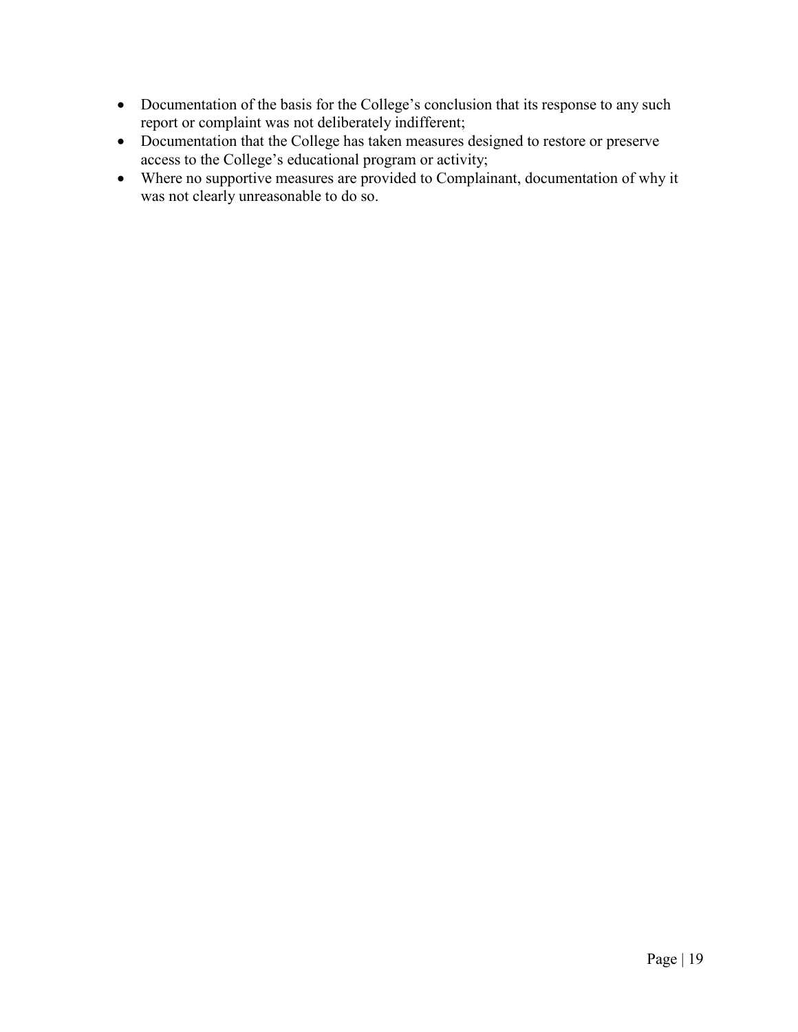- Documentation of the basis for the College's conclusion that its response to any such report or complaint was not deliberately indifferent;
- Documentation that the College has taken measures designed to restore or preserve access to the College's educational program or activity;
- Where no supportive measures are provided to Complainant, documentation of why it was not clearly unreasonable to do so.